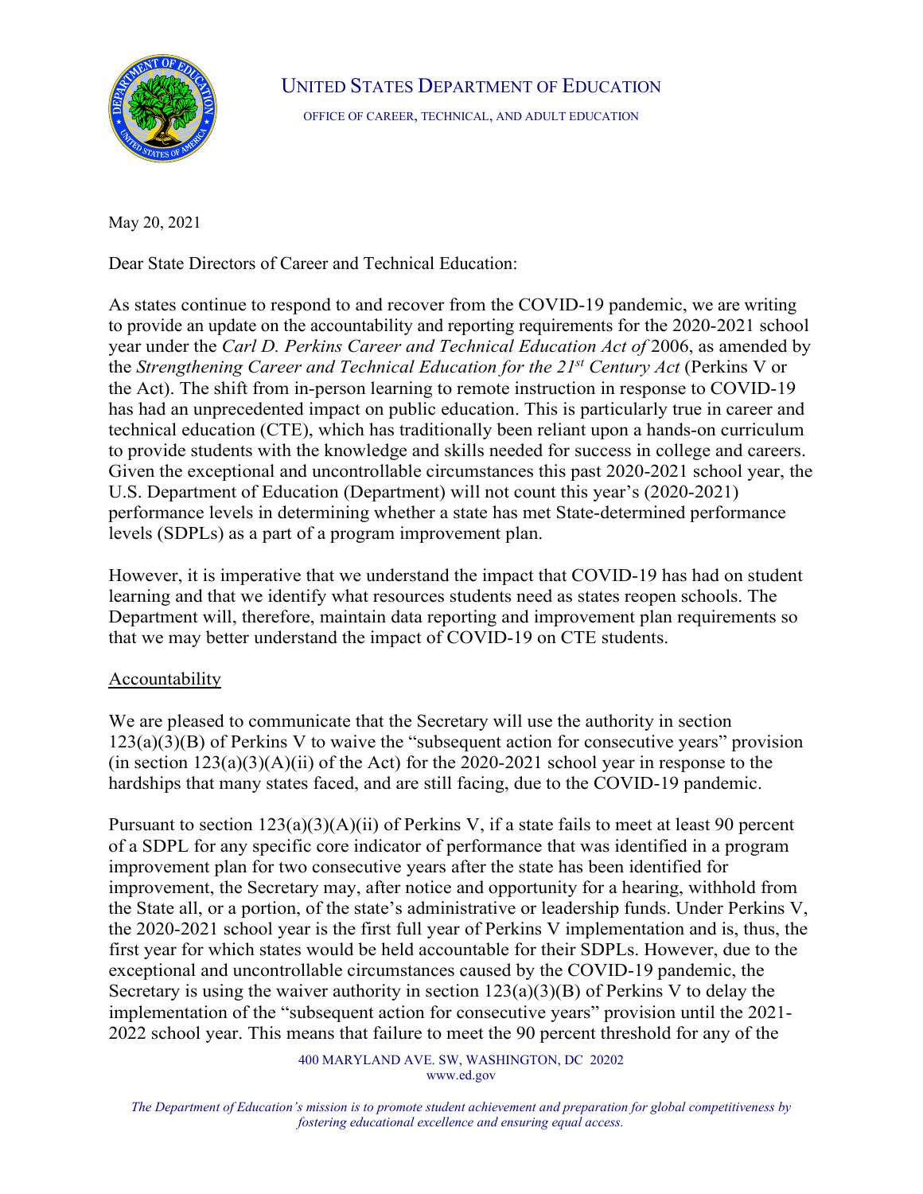UNITED STATES DEPARTMENT OF EDUCATION

OFFICE OF CAREER, TECHNICAL, AND ADULT EDUCATION

May 20, 2021

Dear State Directors of Career and Technical Education:

As states continue to respond to and recover from the COVID-19 pandemic, we are writing to provide an update on the accountability and reporting requirements for the 2020-2021 school year under the *Carl D. Perkins Career and Technical Education Act of* 2006, as amended by the *Strengthening Career and Technical Education for the 21st Century Act* (Perkins V or the Act). The shift from in-person learning to remote instruction in response to COVID-19 has had an unprecedented impact on public education. This is particularly true in career and technical education (CTE), which has traditionally been reliant upon a hands-on curriculum to provide students with the knowledge and skills needed for success in college and careers. Given the exceptional and uncontrollable circumstances this past 2020-2021 school year, the U.S. Department of Education (Department) will not count this year's (2020-2021) performance levels in determining whether a state has met State-determined performance levels (SDPLs) as a part of a program improvement plan.

However, it is imperative that we understand the impact that COVID-19 has had on student learning and that we identify what resources students need as states reopen schools. The Department will, therefore, maintain data reporting and improvement plan requirements so that we may better understand the impact of COVID-19 on CTE students.

<u>Accountability</u>

We are pleased to communicate that the Secretary will use the authority in section 123(a)(3)(B) of Perkins V to waive the "subsequent action for consecutive years" provision (in section 123(a)(3)(A)(ii) of the Act) for the 2020-2021 school year in response to the hardships that many states faced, and are still facing, due to the COVID-19 pandemic.

Pursuant to section 123(a)(3)(A)(ii) of Perkins V, if a state fails to meet at least 90 percent of a SDPL for any specific core indicator of performance that was identified in a program improvement plan for two consecutive years after the state has been identified for improvement, the Secretary may, after notice and opportunity for a hearing, withhold from the State all, or a portion, of the state's administrative or leadership funds. Under Perkins V, the 2020-2021 school year is the first full year of Perkins V implementation and is, thus, the first year for which states would be held accountable for their SDPLs. However, due to the exceptional and uncontrollable circumstances caused by the COVID-19 pandemic, the Secretary is using the waiver authority in section 123(a)(3)(B) of Perkins V to delay the implementation of the "subsequent action for consecutive years" provision until the 2021-2022 school year. This means that failure to meet the 90 percent threshold for any of the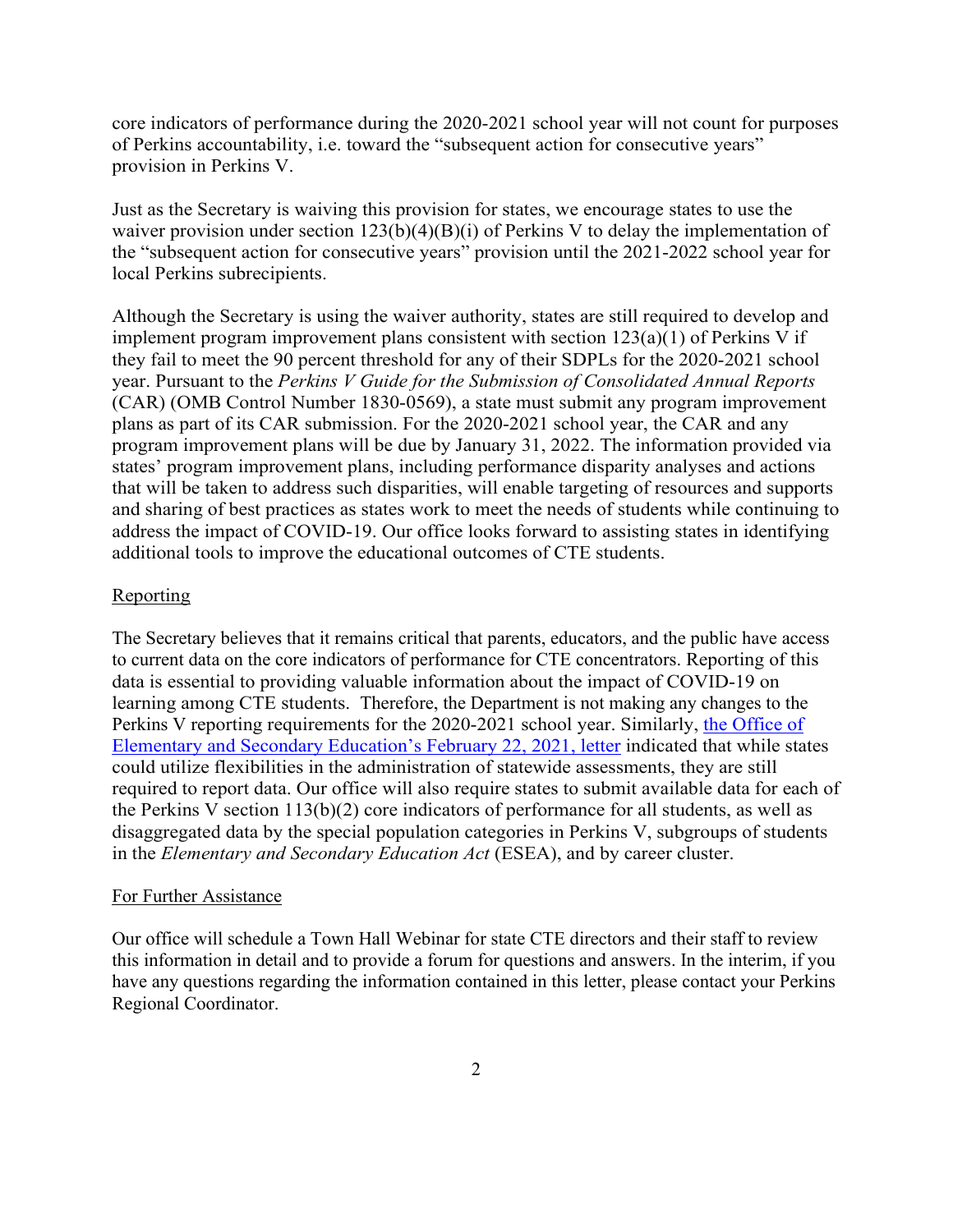core indicators of performance during the 2020-2021 school year will not count for purposes of Perkins accountability, i.e. toward the "subsequent action for consecutive years" provision in Perkins V.

Just as the Secretary is waiving this provision for states, we encourage states to use the waiver provision under section 123(b)(4)(B)(i) of Perkins V to delay the implementation of the "subsequent action for consecutive years" provision until the 2021-2022 school year for local Perkins subrecipients.

Although the Secretary is using the waiver authority, states are still required to develop and implement program improvement plans consistent with section 123(a)(1) of Perkins V if they fail to meet the 90 percent threshold for any of their SDPLs for the 2020-2021 school year. Pursuant to the *Perkins V Guide for the Submission of Consolidated Annual Reports* (CAR) (OMB Control Number 1830-0569), a state must submit any program improvement plans as part of its CAR submission. For the 2020-2021 school year, the CAR and any program improvement plans will be due by January 31, 2022. The information provided via states' program improvement plans, including performance disparity analyses and actions that will be taken to address such disparities, will enable targeting of resources and supports and sharing of best practices as states work to meet the needs of students while continuing to address the impact of COVID-19. Our office looks forward to assisting states in identifying additional tools to improve the educational outcomes of CTE students.

## Reporting

The Secretary believes that it remains critical that parents, educators, and the public have access to current data on the core indicators of performance for CTE concentrators. Reporting of this data is essential to providing valuable information about the impact of COVID-19 on learning among CTE students. Therefore, the Department is not making any changes to the Perkins V reporting requirements for the 2020-2021 school year. Similarly, the Office of Elementary and Secondary Education's February 22, 2021, letter indicated that while states could utilize flexibilities in the administration of statewide assessments, they are still required to report data. Our office will also require states to submit available data for each of the Perkins V section 113(b)(2) core indicators of performance for all students, as well as disaggregated data by the special population categories in Perkins V, subgroups of students in the *Elementary and Secondary Education Act* (ESEA), and by career cluster.

## For Further Assistance

Our office will schedule a Town Hall Webinar for state CTE directors and their staff to review this information in detail and to provide a forum for questions and answers. In the interim, if you have any questions regarding the information contained in this letter, please contact your Perkins Regional Coordinator.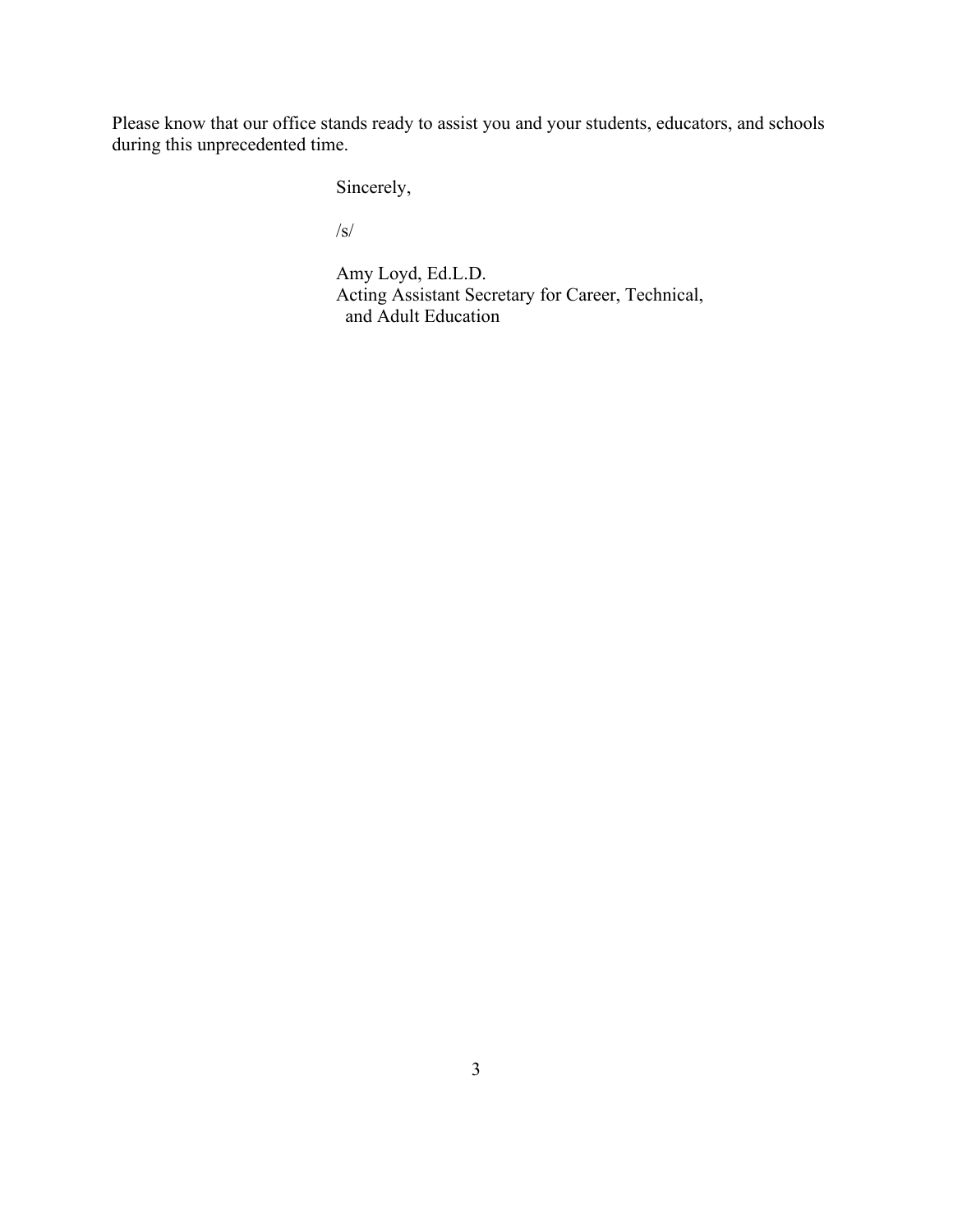Please know that our office stands ready to assist you and your students, educators, and schools during this unprecedented time.

Sincerely,

/s/

Amy Loyd, Ed.L.D.
Acting Assistant Secretary for Career, Technical, and Adult Education